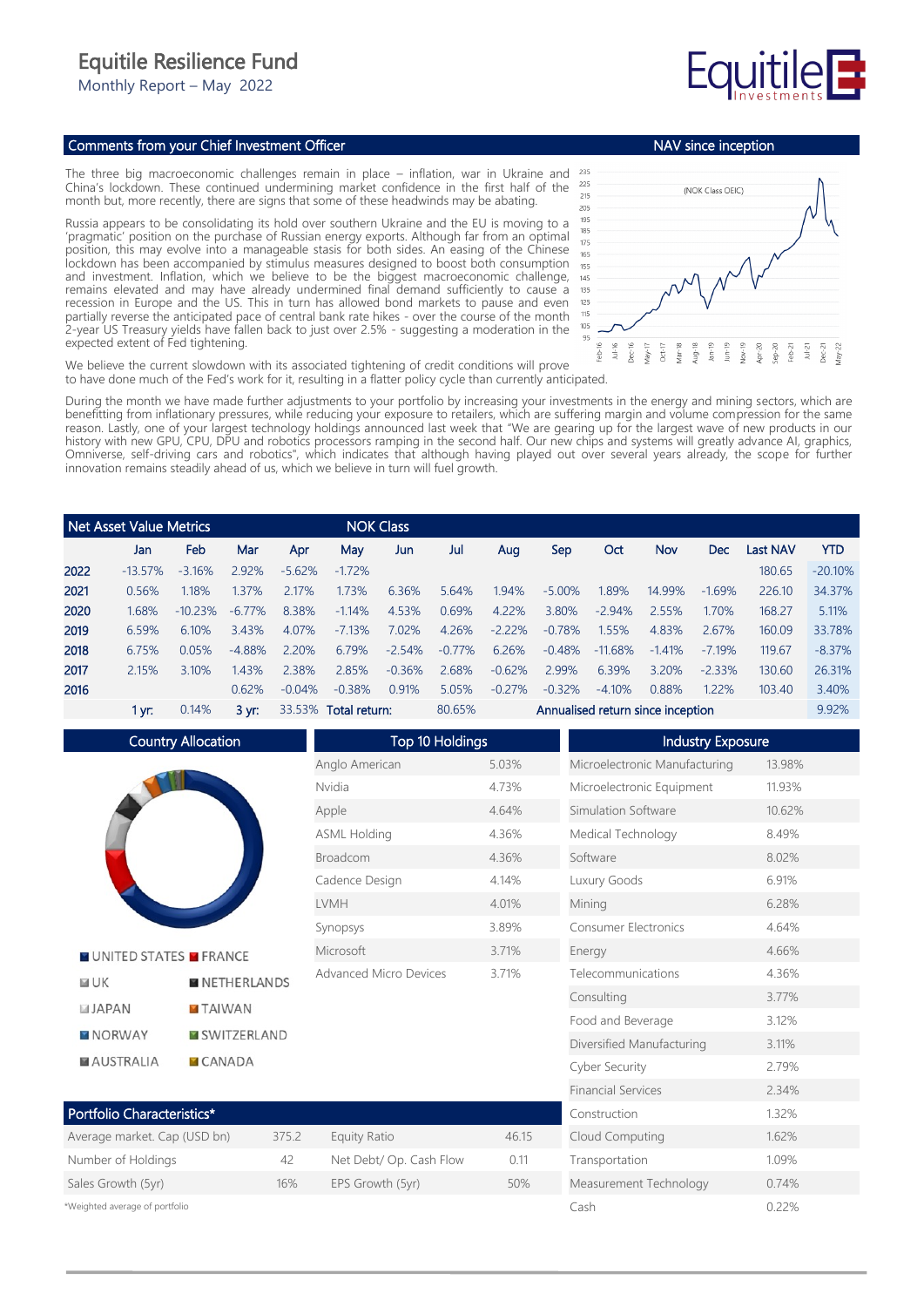# Equitile Resilience Fund

Monthly Report – May 2022

## Comments from your Chief Investment Officer

The three big macroeconomic challenges remain in place – inflation, war in Ukraine and China's lockdown. These continued undermining market confidence in the first half of the month but, more recently, there are signs that some of these headwinds may be abating.

Russia appears to be consolidating its hold over southern Ukraine and the EU is moving to a 'pragmatic' position on the purchase of Russian energy exports. Although far from an optimal position, this may evolve into a manageable stasis for both sides. An easing of the Chinese lockdown has been accompanied by stimulus measures designed to boost both consumption and investment. Inflation, which we believe to be the biggest macroeconomic challenge, remains elevated and may have already undermined final demand sufficiently to cause a recession in Europe and the US. This in turn has allowed bond markets to pause and even partially reverse the anticipated pace of central bank rate hikes - over the course of the month 2-year US Treasury yields have fallen back to just over 2.5% - suggesting a moderation in the expected extent of Fed tightening.

We believe the current slowdown with its associated tightening of credit conditions will prove to have done much of the Fed's work for it, resulting in a flatter policy cycle than currently anticipated.

During the month we have made further adjustments to your portfolio by increasing your investments in the energy and mining sectors, which are benefitting from inflationary pressures, while reducing your exposure to retailers, which are suffering margin and volume compression for the same reason. Lastly, one of your largest technology holdings announced last week that "We are gearing up for the largest wave of new products in our history with new GPU, CPU, DPU and robotics processors ramping in the second half. Our new chips and systems will greatly advance AI, graphics, Omniverse, self-driving cars and robotics", which indicates that although having played out over several years already, the scope for further innovation remains steadily ahead of us, which we believe in turn will fuel growth.

## NAV since inception

(NOK Class OEIC)

## Net Asset Value Metrics — NOK Class

| | Jan | Feb | Mar | Apr | May | Jun | Jul | Aug | Sep | Oct | Nov | Dec | Last NAV | YTD |
|---|---|---|---|---|---|---|---|---|---|---|---|---|---|---|
| 2022 | -13.57% | -3.16% | 2.92% | -5.62% | -1.72% | | | | | | | | 180.65 | -20.10% |
| 2021 | 0.56% | 1.18% | 1.37% | 2.17% | 1.73% | 6.36% | 5.64% | 1.94% | -5.00% | 1.89% | 14.99% | -1.69% | 226.10 | 34.37% |
| 2020 | 1.68% | -10.23% | -6.77% | 8.38% | -1.14% | 4.53% | 0.69% | 4.22% | 3.80% | -2.94% | 2.55% | 1.70% | 168.27 | 5.11% |
| 2019 | 6.59% | 6.10% | 3.43% | 4.07% | -7.13% | 7.02% | 4.26% | -2.22% | -0.78% | 1.55% | 4.83% | 2.67% | 160.09 | 33.78% |
| 2018 | 6.75% | 0.05% | -4.88% | 2.20% | 6.79% | -2.54% | -0.77% | 6.26% | -0.48% | -11.68% | -1.41% | -7.19% | 119.67 | -8.37% |
| 2017 | 2.15% | 3.10% | 1.43% | 2.38% | 2.85% | -0.36% | 2.68% | -0.62% | 2.99% | 6.39% | 3.20% | -2.33% | 130.60 | 26.31% |
| 2016 | | | 0.62% | -0.04% | -0.38% | 0.91% | 5.05% | -0.27% | -0.32% | -4.10% | 0.88% | 1.22% | 103.40 | 3.40% |
| | 1 yr: | 0.14% | 3 yr: | 33.53% | Total return: | | 80.65% | | Annualised return since inception | | | | | 9.92% |

## Country Allocation

UNITED STATES, FRANCE, UK, NETHERLANDS, JAPAN, TAIWAN, NORWAY, SWITZERLAND, AUSTRALIA, CANADA

## Top 10 Holdings

| Holding | Weight |
|---|---|
| Anglo American | 5.03% |
| Nvidia | 4.73% |
| Apple | 4.64% |
| ASML Holding | 4.36% |
| Broadcom | 4.36% |
| Cadence Design | 4.14% |
| LVMH | 4.01% |
| Synopsys | 3.89% |
| Microsoft | 3.71% |
| Advanced Micro Devices | 3.71% |

## Industry Exposure

| Industry | Weight |
|---|---|
| Microelectronic Manufacturing | 13.98% |
| Microelectronic Equipment | 11.93% |
| Simulation Software | 10.62% |
| Medical Technology | 8.49% |
| Software | 8.02% |
| Luxury Goods | 6.91% |
| Mining | 6.28% |
| Consumer Electronics | 4.64% |
| Energy | 4.66% |
| Telecommunications | 4.36% |
| Consulting | 3.77% |
| Food and Beverage | 3.12% |
| Diversified Manufacturing | 3.11% |
| Cyber Security | 2.79% |
| Financial Services | 2.34% |
| Construction | 1.32% |
| Cloud Computing | 1.62% |
| Transportation | 1.09% |
| Measurement Technology | 0.74% |
| Cash | 0.22% |

## Portfolio Characteristics*

| | | | |
|---|---|---|---|
| Average market. Cap (USD bn) | 375.2 | Equity Ratio | 46.15 |
| Number of Holdings | 42 | Net Debt/ Op. Cash Flow | 0.11 |
| Sales Growth (5yr) | 16% | EPS Growth (5yr) | 50% |

*Weighted average of portfolio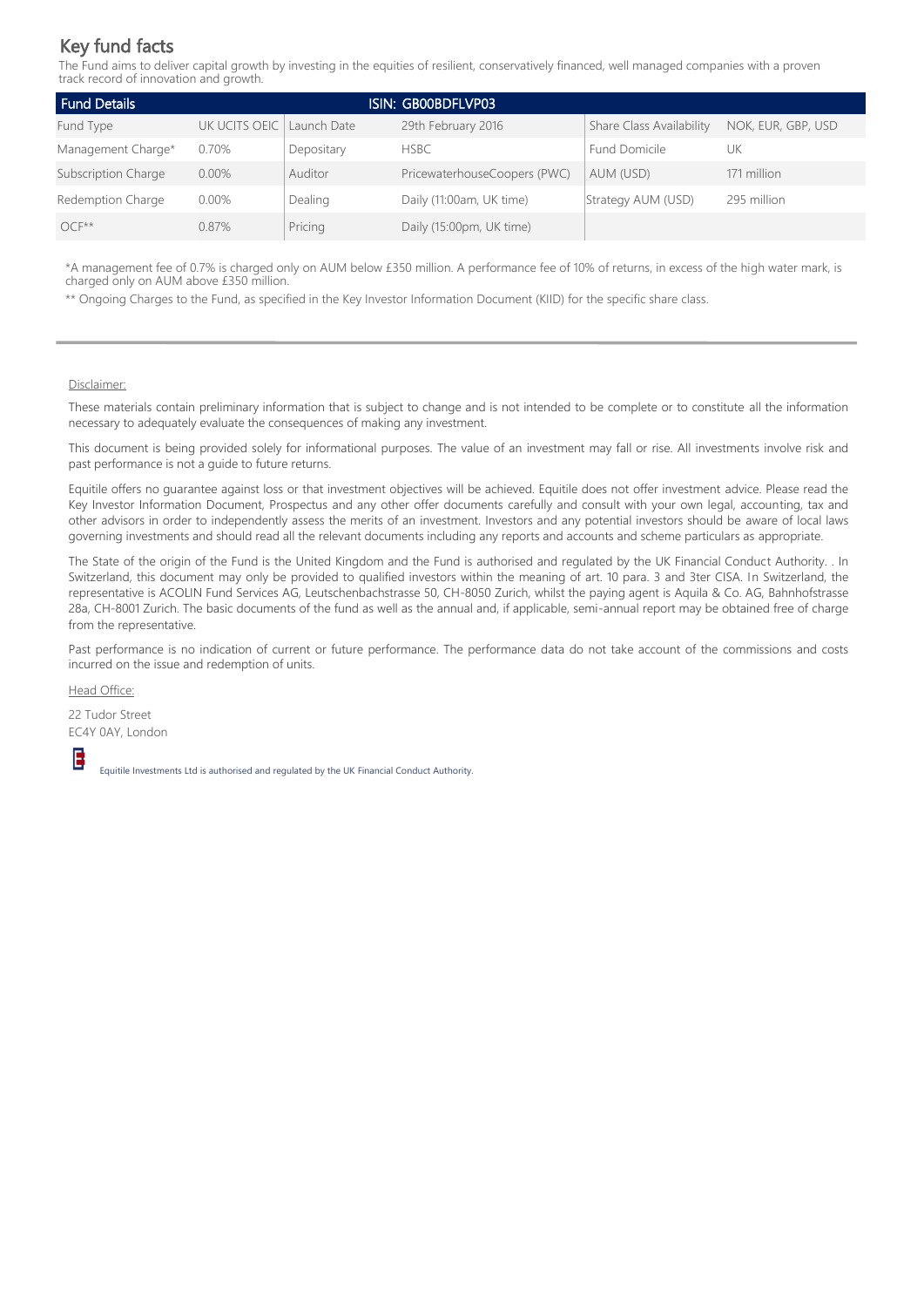## Key fund facts

The Fund aims to deliver capital growth by investing in the equities of resilient, conservatively financed, well managed companies with a proven track record of innovation and growth.

| Fund Details | | ISIN: GB00BDFLVP03 | | | |
|---|---|---|---|---|---|
| Fund Type | UK UCITS OEIC | Launch Date | 29th February 2016 | Share Class Availability | NOK, EUR, GBP, USD |
| Management Charge* | 0.70% | Depositary | HSBC | Fund Domicile | UK |
| Subscription Charge | 0.00% | Auditor | PricewaterhouseCoopers (PWC) | AUM (USD) | 171 million |
| Redemption Charge | 0.00% | Dealing | Daily (11:00am, UK time) | Strategy AUM (USD) | 295 million |
| OCF** | 0.87% | Pricing | Daily (15:00pm, UK time) | | |

*A management fee of 0.7% is charged only on AUM below £350 million. A performance fee of 10% of returns, in excess of the high water mark, is charged only on AUM above £350 million.

** Ongoing Charges to the Fund, as specified in the Key Investor Information Document (KIID) for the specific share class.

Disclaimer:

These materials contain preliminary information that is subject to change and is not intended to be complete or to constitute all the information necessary to adequately evaluate the consequences of making any investment.

This document is being provided solely for informational purposes. The value of an investment may fall or rise. All investments involve risk and past performance is not a guide to future returns.

Equitile offers no guarantee against loss or that investment objectives will be achieved. Equitile does not offer investment advice. Please read the Key Investor Information Document, Prospectus and any other offer documents carefully and consult with your own legal, accounting, tax and other advisors in order to independently assess the merits of an investment. Investors and any potential investors should be aware of local laws governing investments and should read all the relevant documents including any reports and accounts and scheme particulars as appropriate.

The State of the origin of the Fund is the United Kingdom and the Fund is authorised and regulated by the UK Financial Conduct Authority. . In Switzerland, this document may only be provided to qualified investors within the meaning of art. 10 para. 3 and 3ter CISA. In Switzerland, the representative is ACOLIN Fund Services AG, Leutschenbachstrasse 50, CH-8050 Zurich, whilst the paying agent is Aquila & Co. AG, Bahnhofstrasse 28a, CH-8001 Zurich. The basic documents of the fund as well as the annual and, if applicable, semi-annual report may be obtained free of charge from the representative.

Past performance is no indication of current or future performance. The performance data do not take account of the commissions and costs incurred on the issue and redemption of units.

Head Office:

22 Tudor Street
EC4Y 0AY, London

Equitile Investments Ltd is authorised and regulated by the UK Financial Conduct Authority.